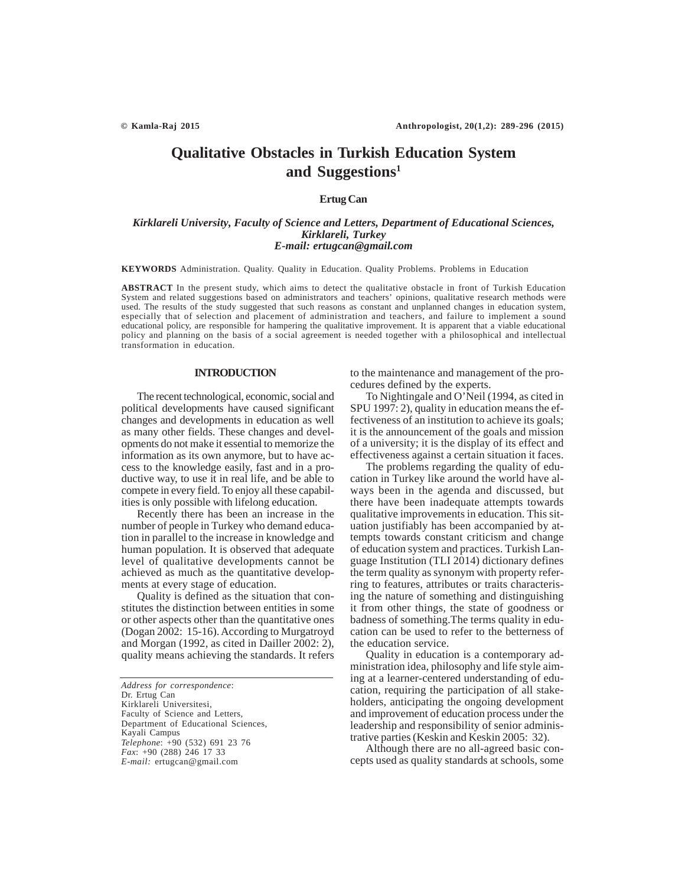# Qualitative Obstacles in Turkish Education System and Suggestions[1]

**Ertug Can**

***Kirklareli University, Faculty of Science and Letters, Department of Educational Sciences, Kirklareli, Turkey***
***E-mail: ertugcan@gmail.com***

**KEYWORDS** Administration. Quality. Quality in Education. Quality Problems. Problems in Education

**ABSTRACT** In the present study, which aims to detect the qualitative obstacle in front of Turkish Education System and related suggestions based on administrators and teachers' opinions, qualitative research methods were used. The results of the study suggested that such reasons as constant and unplanned changes in education system, especially that of selection and placement of administration and teachers, and failure to implement a sound educational policy, are responsible for hampering the qualitative improvement. It is apparent that a viable educational policy and planning on the basis of a social agreement is needed together with a philosophical and intellectual transformation in education.

## INTRODUCTION

The recent technological, economic, social and political developments have caused significant changes and developments in education as well as many other fields. These changes and developments do not make it essential to memorize the information as its own anymore, but to have access to the knowledge easily, fast and in a productive way, to use it in real life, and be able to compete in every field. To enjoy all these capabilities is only possible with lifelong education.

Recently there has been an increase in the number of people in Turkey who demand education in parallel to the increase in knowledge and human population. It is observed that adequate level of qualitative developments cannot be achieved as much as the quantitative developments at every stage of education.

Quality is defined as the situation that constitutes the distinction between entities in some or other aspects other than the quantitative ones (Dogan 2002: 15-16). According to Murgatroyd and Morgan (1992, as cited in Dailler 2002: 2), quality means achieving the standards. It refers to the maintenance and management of the procedures defined by the experts.

To Nightingale and O'Neil (1994, as cited in SPU 1997: 2), quality in education means the effectiveness of an institution to achieve its goals; it is the announcement of the goals and mission of a university; it is the display of its effect and effectiveness against a certain situation it faces.

The problems regarding the quality of education in Turkey like around the world have always been in the agenda and discussed, but there have been inadequate attempts towards qualitative improvements in education. This situation justifiably has been accompanied by attempts towards constant criticism and change of education system and practices. Turkish Language Institution (TLI 2014) dictionary defines the term quality as synonym with property referring to features, attributes or traits characterising the nature of something and distinguishing it from other things, the state of goodness or badness of something.The terms quality in education can be used to refer to the betterness of the education service.

Quality in education is a contemporary administration idea, philosophy and life style aiming at a learner-centered understanding of education, requiring the participation of all stakeholders, anticipating the ongoing development and improvement of education process under the leadership and responsibility of senior administrative parties (Keskin and Keskin 2005: 32).

Although there are no all-agreed basic concepts used as quality standards at schools, some

---

*Address for correspondence*:
Dr. Ertug Can
Kirklareli Universitesi,
Faculty of Science and Letters,
Department of Educational Sciences,
Kayali Campus
*Telephone*: +90 (532) 691 23 76
*Fax*: +90 (288) 246 17 33
*E-mail:* ertugcan@gmail.com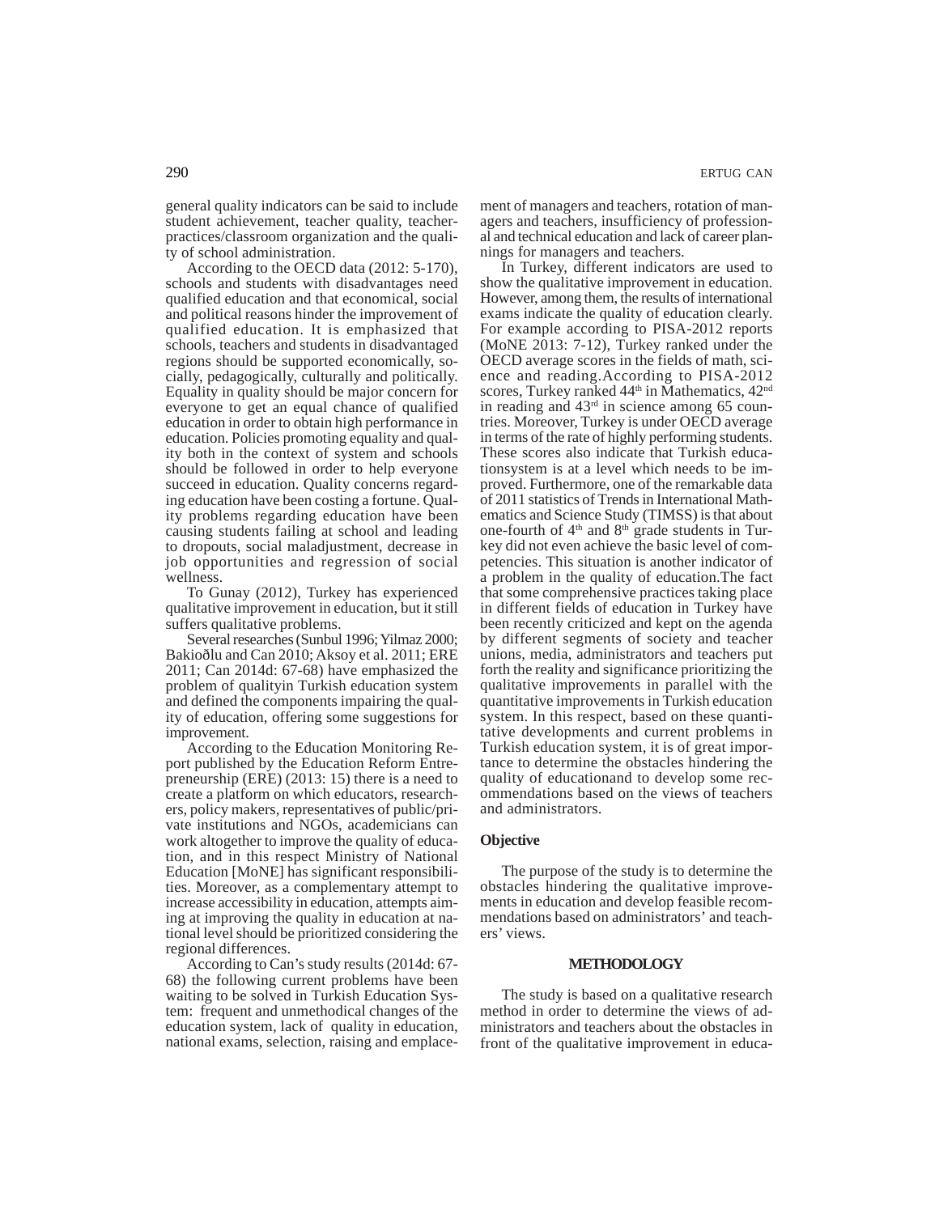general quality indicators can be said to include student achievement, teacher quality, teacher-practices/classroom organization and the quality of school administration.

According to the OECD data (2012: 5-170), schools and students with disadvantages need qualified education and that economical, social and political reasons hinder the improvement of qualified education. It is emphasized that schools, teachers and students in disadvantaged regions should be supported economically, socially, pedagogically, culturally and politically. Equality in quality should be major concern for everyone to get an equal chance of qualified education in order to obtain high performance in education. Policies promoting equality and quality both in the context of system and schools should be followed in order to help everyone succeed in education. Quality concerns regarding education have been costing a fortune. Quality problems regarding education have been causing students failing at school and leading to dropouts, social maladjustment, decrease in job opportunities and regression of social wellness.

To Gunay (2012), Turkey has experienced qualitative improvement in education, but it still suffers qualitative problems.

Several researches (Sunbul 1996; Yilmaz 2000; Bakioðlu and Can 2010; Aksoy et al. 2011; ERE 2011; Can 2014d: 67-68) have emphasized the problem of qualityin Turkish education system and defined the components impairing the quality of education, offering some suggestions for improvement.

According to the Education Monitoring Report published by the Education Reform Entrepreneurship (ERE) (2013: 15) there is a need to create a platform on which educators, researchers, policy makers, representatives of public/private institutions and NGOs, academicians can work altogether to improve the quality of education, and in this respect Ministry of National Education [MoNE] has significant responsibilities. Moreover, as a complementary attempt to increase accessibility in education, attempts aiming at improving the quality in education at national level should be prioritized considering the regional differences.

According to Can's study results (2014d: 67-68) the following current problems have been waiting to be solved in Turkish Education System: frequent and unmethodical changes of the education system, lack of quality in education, national exams, selection, raising and emplacement of managers and teachers, rotation of managers and teachers, insufficiency of professional and technical education and lack of career plannings for managers and teachers.

In Turkey, different indicators are used to show the qualitative improvement in education. However, among them, the results of international exams indicate the quality of education clearly. For example according to PISA-2012 reports (MoNE 2013: 7-12), Turkey ranked under the OECD average scores in the fields of math, science and reading.According to PISA-2012 scores, Turkey ranked 44th in Mathematics, 42nd in reading and 43rd in science among 65 countries. Moreover, Turkey is under OECD average in terms of the rate of highly performing students. These scores also indicate that Turkish educationsystem is at a level which needs to be improved. Furthermore, one of the remarkable data of 2011 statistics of Trends in International Mathematics and Science Study (TIMSS) is that about one-fourth of 4th and 8th grade students in Turkey did not even achieve the basic level of competencies. This situation is another indicator of a problem in the quality of education.The fact that some comprehensive practices taking place in different fields of education in Turkey have been recently criticized and kept on the agenda by different segments of society and teacher unions, media, administrators and teachers put forth the reality and significance prioritizing the qualitative improvements in parallel with the quantitative improvements in Turkish education system. In this respect, based on these quantitative developments and current problems in Turkish education system, it is of great importance to determine the obstacles hindering the quality of educationand to develop some recommendations based on the views of teachers and administrators.

**Objective**

The purpose of the study is to determine the obstacles hindering the qualitative improvements in education and develop feasible recommendations based on administrators' and teachers' views.

## METHODOLOGY

The study is based on a qualitative research method in order to determine the views of administrators and teachers about the obstacles in front of the qualitative improvement in educa-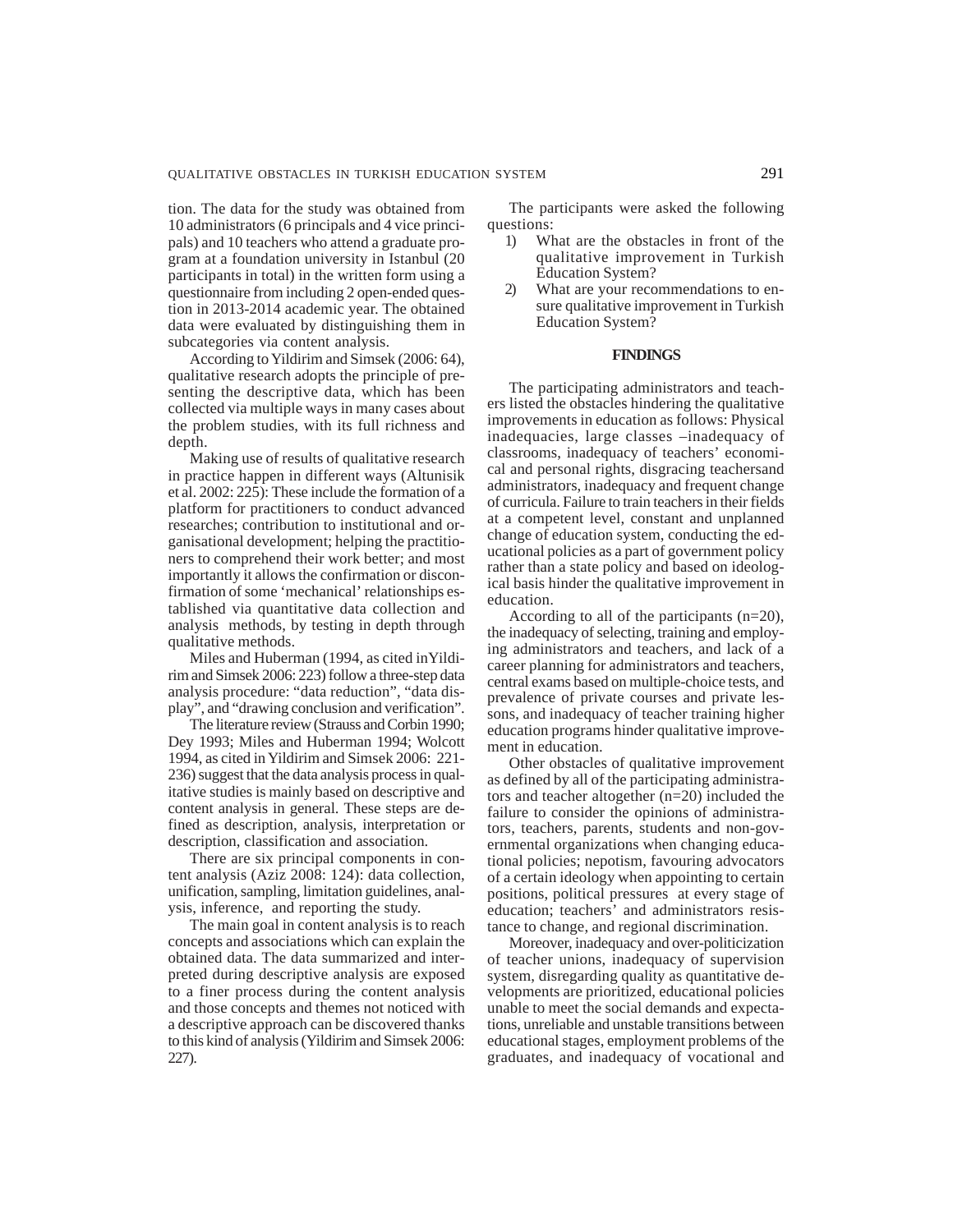tion. The data for the study was obtained from 10 administrators (6 principals and 4 vice principals) and 10 teachers who attend a graduate program at a foundation university in Istanbul (20 participants in total) in the written form using a questionnaire from including 2 open-ended question in 2013-2014 academic year. The obtained data were evaluated by distinguishing them in subcategories via content analysis.

According to Yildirim and Simsek (2006: 64), qualitative research adopts the principle of presenting the descriptive data, which has been collected via multiple ways in many cases about the problem studies, with its full richness and depth.

Making use of results of qualitative research in practice happen in different ways (Altunisik et al. 2002: 225): These include the formation of a platform for practitioners to conduct advanced researches; contribution to institutional and organisational development; helping the practitioners to comprehend their work better; and most importantly it allows the confirmation or disconfirmation of some 'mechanical' relationships established via quantitative data collection and analysis methods, by testing in depth through qualitative methods.

Miles and Huberman (1994, as cited inYildirim and Simsek 2006: 223) follow a three-step data analysis procedure: "data reduction", "data display", and "drawing conclusion and verification".

The literature review (Strauss and Corbin 1990; Dey 1993; Miles and Huberman 1994; Wolcott 1994, as cited in Yildirim and Simsek 2006: 221-236) suggest that the data analysis process in qualitative studies is mainly based on descriptive and content analysis in general. These steps are defined as description, analysis, interpretation or description, classification and association.

There are six principal components in content analysis (Aziz 2008: 124): data collection, unification, sampling, limitation guidelines, analysis, inference, and reporting the study.

The main goal in content analysis is to reach concepts and associations which can explain the obtained data. The data summarized and interpreted during descriptive analysis are exposed to a finer process during the content analysis and those concepts and themes not noticed with a descriptive approach can be discovered thanks to this kind of analysis (Yildirim and Simsek 2006: 227).

The participants were asked the following questions:

1) What are the obstacles in front of the qualitative improvement in Turkish Education System?
2) What are your recommendations to ensure qualitative improvement in Turkish Education System?

## FINDINGS

The participating administrators and teachers listed the obstacles hindering the qualitative improvements in education as follows: Physical inadequacies, large classes –inadequacy of classrooms, inadequacy of teachers' economical and personal rights, disgracing teachersand administrators, inadequacy and frequent change of curricula. Failure to train teachers in their fields at a competent level, constant and unplanned change of education system, conducting the educational policies as a part of government policy rather than a state policy and based on ideological basis hinder the qualitative improvement in education.

According to all of the participants (n=20), the inadequacy of selecting, training and employing administrators and teachers, and lack of a career planning for administrators and teachers, central exams based on multiple-choice tests, and prevalence of private courses and private lessons, and inadequacy of teacher training higher education programs hinder qualitative improvement in education.

Other obstacles of qualitative improvement as defined by all of the participating administrators and teacher altogether (n=20) included the failure to consider the opinions of administrators, teachers, parents, students and non-governmental organizations when changing educational policies; nepotism, favouring advocators of a certain ideology when appointing to certain positions, political pressures at every stage of education; teachers' and administrators resistance to change, and regional discrimination.

Moreover, inadequacy and over-politicization of teacher unions, inadequacy of supervision system, disregarding quality as quantitative developments are prioritized, educational policies unable to meet the social demands and expectations, unreliable and unstable transitions between educational stages, employment problems of the graduates, and inadequacy of vocational and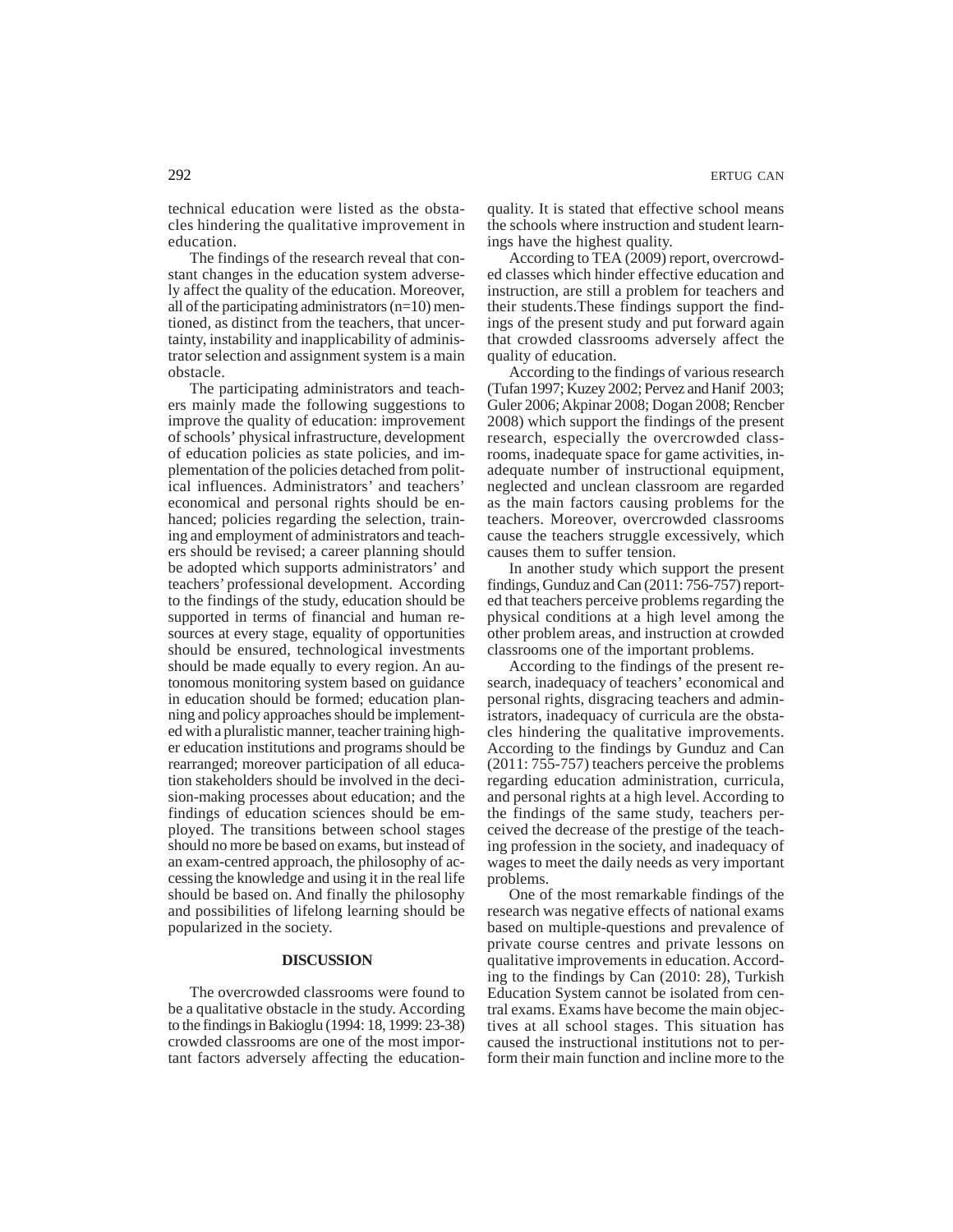technical education were listed as the obstacles hindering the qualitative improvement in education.

The findings of the research reveal that constant changes in the education system adversely affect the quality of the education. Moreover, all of the participating administrators (n=10) mentioned, as distinct from the teachers, that uncertainty, instability and inapplicability of administrator selection and assignment system is a main obstacle.

The participating administrators and teachers mainly made the following suggestions to improve the quality of education: improvement of schools' physical infrastructure, development of education policies as state policies, and implementation of the policies detached from political influences. Administrators' and teachers' economical and personal rights should be enhanced; policies regarding the selection, training and employment of administrators and teachers should be revised; a career planning should be adopted which supports administrators' and teachers' professional development. According to the findings of the study, education should be supported in terms of financial and human resources at every stage, equality of opportunities should be ensured, technological investments should be made equally to every region. An autonomous monitoring system based on guidance in education should be formed; education planning and policy approaches should be implemented with a pluralistic manner, teacher training higher education institutions and programs should be rearranged; moreover participation of all education stakeholders should be involved in the decision-making processes about education; and the findings of education sciences should be employed. The transitions between school stages should no more be based on exams, but instead of an exam-centred approach, the philosophy of accessing the knowledge and using it in the real life should be based on. And finally the philosophy and possibilities of lifelong learning should be popularized in the society.

## DISCUSSION

The overcrowded classrooms were found to be a qualitative obstacle in the study. According to the findings in Bakioglu (1994: 18, 1999: 23-38) crowded classrooms are one of the most important factors adversely affecting the education-quality. It is stated that effective school means the schools where instruction and student learnings have the highest quality.

According to TEA (2009) report, overcrowded classes which hinder effective education and instruction, are still a problem for teachers and their students.These findings support the findings of the present study and put forward again that crowded classrooms adversely affect the quality of education.

According to the findings of various research (Tufan 1997; Kuzey 2002; Pervez and Hanif 2003; Guler 2006; Akpinar 2008; Dogan 2008; Rencber 2008) which support the findings of the present research, especially the overcrowded classrooms, inadequate space for game activities, inadequate number of instructional equipment, neglected and unclean classroom are regarded as the main factors causing problems for the teachers. Moreover, overcrowded classrooms cause the teachers struggle excessively, which causes them to suffer tension.

In another study which support the present findings, Gunduz and Can (2011: 756-757) reported that teachers perceive problems regarding the physical conditions at a high level among the other problem areas, and instruction at crowded classrooms one of the important problems.

According to the findings of the present research, inadequacy of teachers' economical and personal rights, disgracing teachers and administrators, inadequacy of curricula are the obstacles hindering the qualitative improvements. According to the findings by Gunduz and Can (2011: 755-757) teachers perceive the problems regarding education administration, curricula, and personal rights at a high level. According to the findings of the same study, teachers perceived the decrease of the prestige of the teaching profession in the society, and inadequacy of wages to meet the daily needs as very important problems.

One of the most remarkable findings of the research was negative effects of national exams based on multiple-questions and prevalence of private course centres and private lessons on qualitative improvements in education. According to the findings by Can (2010: 28), Turkish Education System cannot be isolated from central exams. Exams have become the main objectives at all school stages. This situation has caused the instructional institutions not to perform their main function and incline more to the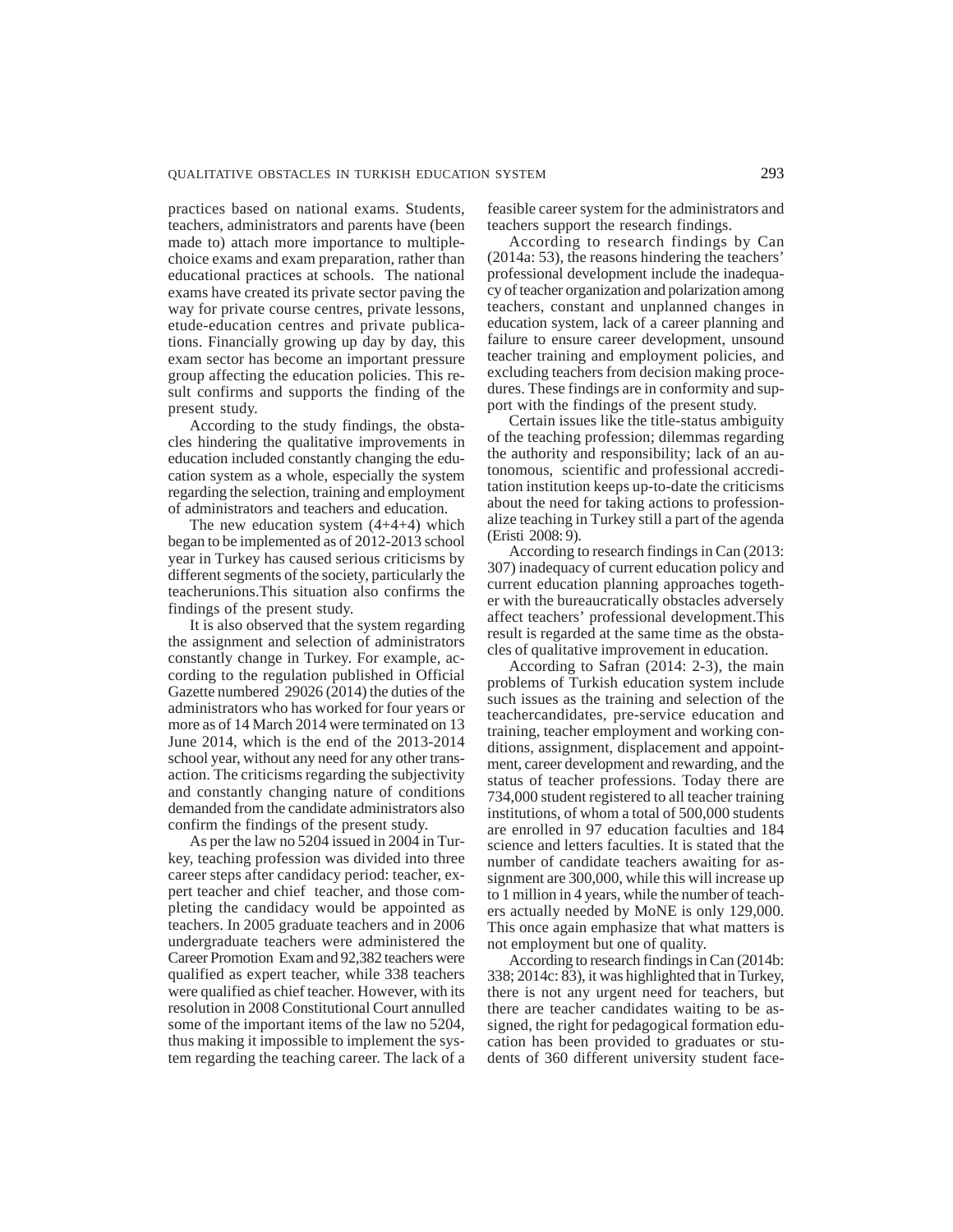practices based on national exams. Students, teachers, administrators and parents have (been made to) attach more importance to multiple-choice exams and exam preparation, rather than educational practices at schools. The national exams have created its private sector paving the way for private course centres, private lessons, etude-education centres and private publications. Financially growing up day by day, this exam sector has become an important pressure group affecting the education policies. This result confirms and supports the finding of the present study.

According to the study findings, the obstacles hindering the qualitative improvements in education included constantly changing the education system as a whole, especially the system regarding the selection, training and employment of administrators and teachers and education.

The new education system (4+4+4) which began to be implemented as of 2012-2013 school year in Turkey has caused serious criticisms by different segments of the society, particularly the teacherunions.This situation also confirms the findings of the present study.

It is also observed that the system regarding the assignment and selection of administrators constantly change in Turkey. For example, according to the regulation published in Official Gazette numbered 29026 (2014) the duties of the administrators who has worked for four years or more as of 14 March 2014 were terminated on 13 June 2014, which is the end of the 2013-2014 school year, without any need for any other transaction. The criticisms regarding the subjectivity and constantly changing nature of conditions demanded from the candidate administrators also confirm the findings of the present study.

As per the law no 5204 issued in 2004 in Turkey, teaching profession was divided into three career steps after candidacy period: teacher, expert teacher and chief teacher, and those completing the candidacy would be appointed as teachers. In 2005 graduate teachers and in 2006 undergraduate teachers were administered the Career Promotion Exam and 92,382 teachers were qualified as expert teacher, while 338 teachers were qualified as chief teacher. However, with its resolution in 2008 Constitutional Court annulled some of the important items of the law no 5204, thus making it impossible to implement the system regarding the teaching career. The lack of a feasible career system for the administrators and teachers support the research findings.

According to research findings by Can (2014a: 53), the reasons hindering the teachers' professional development include the inadequacy of teacher organization and polarization among teachers, constant and unplanned changes in education system, lack of a career planning and failure to ensure career development, unsound teacher training and employment policies, and excluding teachers from decision making procedures. These findings are in conformity and support with the findings of the present study.

Certain issues like the title-status ambiguity of the teaching profession; dilemmas regarding the authority and responsibility; lack of an autonomous, scientific and professional accreditation institution keeps up-to-date the criticisms about the need for taking actions to professionalize teaching in Turkey still a part of the agenda (Eristi 2008: 9).

According to research findings in Can (2013: 307) inadequacy of current education policy and current education planning approaches together with the bureaucratically obstacles adversely affect teachers' professional development.This result is regarded at the same time as the obstacles of qualitative improvement in education.

According to Safran (2014: 2-3), the main problems of Turkish education system include such issues as the training and selection of the teachercandidates, pre-service education and training, teacher employment and working conditions, assignment, displacement and appointment, career development and rewarding, and the status of teacher professions. Today there are 734,000 student registered to all teacher training institutions, of whom a total of 500,000 students are enrolled in 97 education faculties and 184 science and letters faculties. It is stated that the number of candidate teachers awaiting for assignment are 300,000, while this will increase up to 1 million in 4 years, while the number of teachers actually needed by MoNE is only 129,000. This once again emphasize that what matters is not employment but one of quality.

According to research findings in Can (2014b: 338; 2014c: 83), it was highlighted that in Turkey, there is not any urgent need for teachers, but there are teacher candidates waiting to be assigned, the right for pedagogical formation education has been provided to graduates or students of 360 different university student face-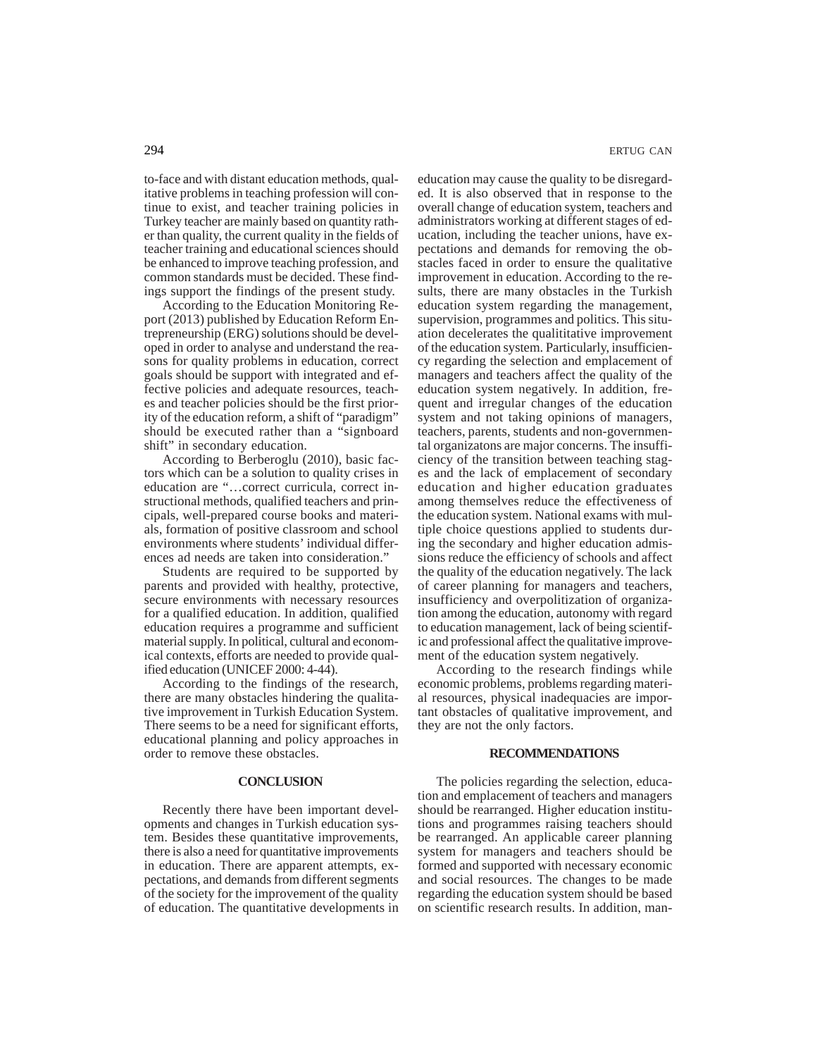to-face and with distant education methods, qualitative problems in teaching profession will continue to exist, and teacher training policies in Turkey teacher are mainly based on quantity rather than quality, the current quality in the fields of teacher training and educational sciences should be enhanced to improve teaching profession, and common standards must be decided. These findings support the findings of the present study.

According to the Education Monitoring Report (2013) published by Education Reform Entrepreneurship (ERG) solutions should be developed in order to analyse and understand the reasons for quality problems in education, correct goals should be support with integrated and effective policies and adequate resources, teaches and teacher policies should be the first priority of the education reform, a shift of "paradigm" should be executed rather than a "signboard shift" in secondary education.

According to Berberoglu (2010), basic factors which can be a solution to quality crises in education are "…correct curricula, correct instructional methods, qualified teachers and principals, well-prepared course books and materials, formation of positive classroom and school environments where students' individual differences ad needs are taken into consideration."

Students are required to be supported by parents and provided with healthy, protective, secure environments with necessary resources for a qualified education. In addition, qualified education requires a programme and sufficient material supply. In political, cultural and economical contexts, efforts are needed to provide qualified education (UNICEF 2000: 4-44).

According to the findings of the research, there are many obstacles hindering the qualitative improvement in Turkish Education System. There seems to be a need for significant efforts, educational planning and policy approaches in order to remove these obstacles.

## CONCLUSION

Recently there have been important developments and changes in Turkish education system. Besides these quantitative improvements, there is also a need for quantitative improvements in education. There are apparent attempts, expectations, and demands from different segments of the society for the improvement of the quality of education. The quantitative developments in education may cause the quality to be disregarded. It is also observed that in response to the overall change of education system, teachers and administrators working at different stages of education, including the teacher unions, have expectations and demands for removing the obstacles faced in order to ensure the qualitative improvement in education. According to the results, there are many obstacles in the Turkish education system regarding the management, supervision, programmes and politics. This situation decelerates the qualititative improvement of the education system. Particularly, insufficiency regarding the selection and emplacement of managers and teachers affect the quality of the education system negatively. In addition, frequent and irregular changes of the education system and not taking opinions of managers, teachers, parents, students and non-governmental organizatons are major concerns. The insufficiency of the transition between teaching stages and the lack of emplacement of secondary education and higher education graduates among themselves reduce the effectiveness of the education system. National exams with multiple choice questions applied to students during the secondary and higher education admissions reduce the efficiency of schools and affect the quality of the education negatively. The lack of career planning for managers and teachers, insufficiency and overpolitization of organization among the education, autonomy with regard to education management, lack of being scientific and professional affect the qualitative improvement of the education system negatively.

According to the research findings while economic problems, problems regarding material resources, physical inadequacies are important obstacles of qualitative improvement, and they are not the only factors.

## RECOMMENDATIONS

The policies regarding the selection, education and emplacement of teachers and managers should be rearranged. Higher education institutions and programmes raising teachers should be rearranged. An applicable career planning system for managers and teachers should be formed and supported with necessary economic and social resources. The changes to be made regarding the education system should be based on scientific research results. In addition, man-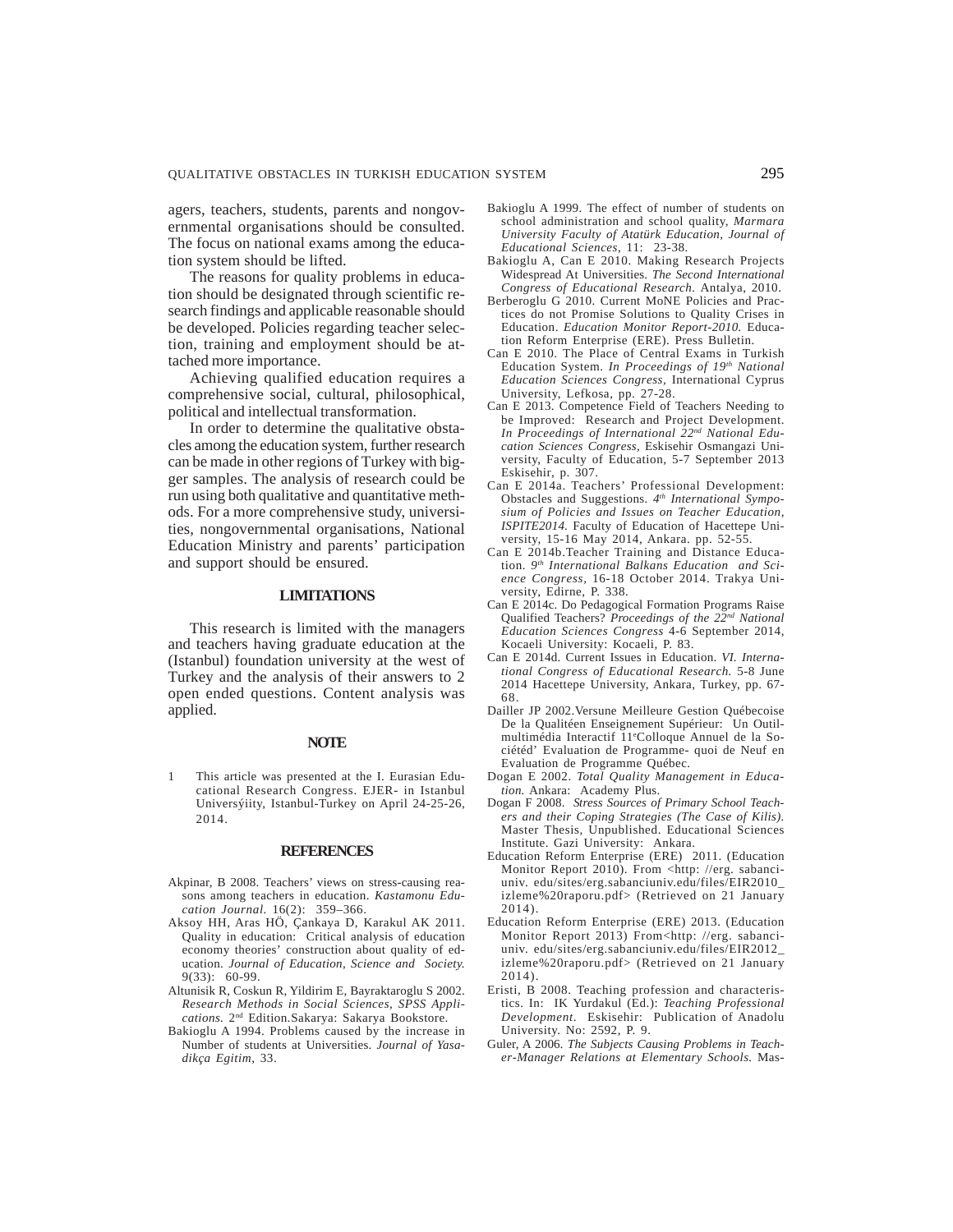agers, teachers, students, parents and nongovernmental organisations should be consulted. The focus on national exams among the education system should be lifted.

The reasons for quality problems in education should be designated through scientific research findings and applicable reasonable should be developed. Policies regarding teacher selection, training and employment should be attached more importance.

Achieving qualified education requires a comprehensive social, cultural, philosophical, political and intellectual transformation.

In order to determine the qualitative obstacles among the education system, further research can be made in other regions of Turkey with bigger samples. The analysis of research could be run using both qualitative and quantitative methods. For a more comprehensive study, universities, nongovernmental organisations, National Education Ministry and parents' participation and support should be ensured.

## LIMITATIONS

This research is limited with the managers and teachers having graduate education at the (Istanbul) foundation university at the west of Turkey and the analysis of their answers to 2 open ended questions. Content analysis was applied.

## NOTE

1 This article was presented at the I. Eurasian Educational Research Congress. EJER- in Istanbul Universýiity, Istanbul-Turkey on April 24-25-26, 2014.

## REFERENCES

Akpinar, B 2008. Teachers' views on stress-causing reasons among teachers in education. *Kastamonu Education Journal.* 16(2): 359–366.

Aksoy HH, Aras HÖ, Çankaya D, Karakul AK 2011. Quality in education: Critical analysis of education economy theories' construction about quality of education. *Journal of Education, Science and Society.* 9(33): 60-99.

Altunisik R, Coskun R, Yildirim E, Bayraktaroglu S 2002. *Research Methods in Social Sciences, SPSS Applications.* 2nd Edition.Sakarya: Sakarya Bookstore.

Bakioglu A 1994. Problems caused by the increase in Number of students at Universities. *Journal of Yasadikça Egitim*, 33.

Bakioglu A 1999. The effect of number of students on school administration and school quality, *Marmara University Faculty of Atatürk Education, Journal of Educational Sciences*, 11: 23-38.

Bakioglu A, Can E 2010. Making Research Projects Widespread At Universities. *The Second International Congress of Educational Research.* Antalya, 2010.

Berberoglu G 2010. Current MoNE Policies and Practices do not Promise Solutions to Quality Crises in Education. *Education Monitor Report-2010.* Education Reform Enterprise (ERE). Press Bulletin.

Can E 2010. The Place of Central Exams in Turkish Education System. *In Proceedings of 19th National Education Sciences Congress*, International Cyprus University, Lefkosa, pp. 27-28.

Can E 2013. Competence Field of Teachers Needing to be Improved: Research and Project Development. *In Proceedings of International 22nd National Education Sciences Congress*, Eskisehir Osmangazi University, Faculty of Education, 5-7 September 2013 Eskisehir, p. 307.

Can E 2014a. Teachers' Professional Development: Obstacles and Suggestions. *4th International Symposium of Policies and Issues on Teacher Education, ISPITE2014.* Faculty of Education of Hacettepe University, 15-16 May 2014, Ankara. pp. 52-55.

Can E 2014b.Teacher Training and Distance Education. *9th International Balkans Education and Science Congress*, 16-18 October 2014. Trakya University, Edirne, P. 338.

Can E 2014c. Do Pedagogical Formation Programs Raise Qualified Teachers? *Proceedings of the 22nd National Education Sciences Congress* 4-6 September 2014, Kocaeli University: Kocaeli, P. 83.

Can E 2014d. Current Issues in Education. *VI. International Congress of Educational Research.* 5-8 June 2014 Hacettepe University, Ankara, Turkey, pp. 67-68.

Dailler JP 2002.Versune Meilleure Gestion Québecoise De la Qualitéen Enseignement Supérieur: Un Outilmultimédia Interactif 11eColloque Annuel de la Sociétéd' Evaluation de Programme- quoi de Neuf en Evaluation de Programme Québec.

Dogan E 2002. *Total Quality Management in Education.* Ankara: Academy Plus.

Dogan F 2008. *Stress Sources of Primary School Teachers and their Coping Strategies (The Case of Kilis).* Master Thesis, Unpublished. Educational Sciences Institute. Gazi University: Ankara.

Education Reform Enterprise (ERE) 2011. (Education Monitor Report 2010). From <http: //erg. sabanciuniv. edu/sites/erg.sabanciuniv.edu/files/EIR2010_izleme%20raporu.pdf> (Retrieved on 21 January 2014).

Education Reform Enterprise (ERE) 2013. (Education Monitor Report 2013) From<http: //erg. sabanciuniv. edu/sites/erg.sabanciuniv.edu/files/EIR2012_izleme%20raporu.pdf> (Retrieved on 21 January 2014).

Eristi, B 2008. Teaching profession and characteristics. In: IK Yurdakul (Ed.): *Teaching Professional Development.* Eskisehir: Publication of Anadolu University. No: 2592, P. 9.

Guler, A 2006. *The Subjects Causing Problems in Teacher-Manager Relations at Elementary Schools.* Mas-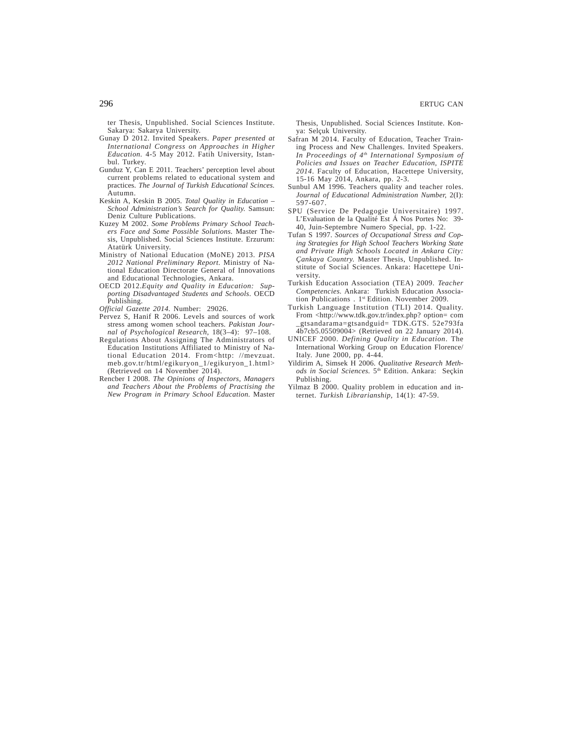ter Thesis, Unpublished. Social Sciences Institute. Sakarya: Sakarya University.

Gunay D 2012. Invited Speakers. *Paper presented at International Congress on Approaches in Higher Education*. 4-5 May 2012. Fatih University, Istanbul. Turkey.

Gunduz Y, Can E 2011. Teachers' perception level about current problems related to educational system and practices. *The Journal of Turkish Educational Scinces.* Autumn.

Keskin A, Keskin B 2005. *Total Quality in Education – School Administration's Search for Quality.* Samsun: Deniz Culture Publications.

Kuzey M 2002. *Some Problems Primary School Teachers Face and Some Possible Solutions.* Master Thesis, Unpublished. Social Sciences Institute. Erzurum: Atatürk University.

Ministry of National Education (MoNE) 2013. *PISA 2012 National Preliminary Report*. Ministry of National Education Directorate General of Innovations and Educational Technologies, Ankara.

OECD 2012.*Equity and Quality in Education: Supporting Disadvantaged Students and Schools*. OECD Publishing.

*Official Gazette 2014.* Number: 29026.

Pervez S, Hanif R 2006. Levels and sources of work stress among women school teachers. *Pakistan Journal of Psychological Research*, 18(3–4): 97–108.

Regulations About Assigning The Administrators of Education Institutions Affiliated to Ministry of National Education 2014. From<http: //mevzuat.meb.gov.tr/html/egikuryon_1/egikuryon_1.html> (Retrieved on 14 November 2014).

Rencber I 2008. *The Opinions of Inspectors, Managers and Teachers About the Problems of Practising the New Program in Primary School Education.* Master Thesis, Unpublished. Social Sciences Institute. Konya: Selçuk University.

Safran M 2014. Faculty of Education, Teacher Training Process and New Challenges. Invited Speakers. *In Proceedings of 4th International Symposium of Policies and Issues on Teacher Education, ISPITE 2014*. Faculty of Education, Hacettepe University, 15-16 May 2014, Ankara, pp. 2-3.

Sunbul AM 1996. Teachers quality and teacher roles. *Journal of Educational Administration Number*, 2(I): 597-607.

SPU (Service De Pedagogie Universitaire) 1997. L'Evaluation de la Qualité Est Á Nos Portes No: 39-40, Juin-Septembre Numero Special, pp. 1-22.

Tufan S 1997. *Sources of Occupational Stress and Coping Strategies for High School Teachers Working State and Private High Schools Located in Ankara City: Çankaya Country.* Master Thesis, Unpublished. Institute of Social Sciences. Ankara: Hacettepe University.

Turkish Education Association (TEA) 2009. *Teacher Competencies.* Ankara: Turkish Education Association Publications . 1st Edition. November 2009.

Turkish Language Institution (TLI) 2014. Quality. From <http://www.tdk.gov.tr/index.php? option= com_gtsandarama=gtsandguid= TDK.GTS. 52e793fa4b7cb5.05509004> (Retrieved on 22 January 2014).

UNICEF 2000. *Defining Quality in Education*. The International Working Group on Education Florence/ Italy. June 2000, pp. 4-44.

Yildirim A, Simsek H 2006. *Qualitative Research Methods in Social Sciences.* 5th Edition. Ankara: Seçkin Publishing.

Yilmaz B 2000. Quality problem in education and internet. *Turkish Librarianship,* 14(1): 47-59.